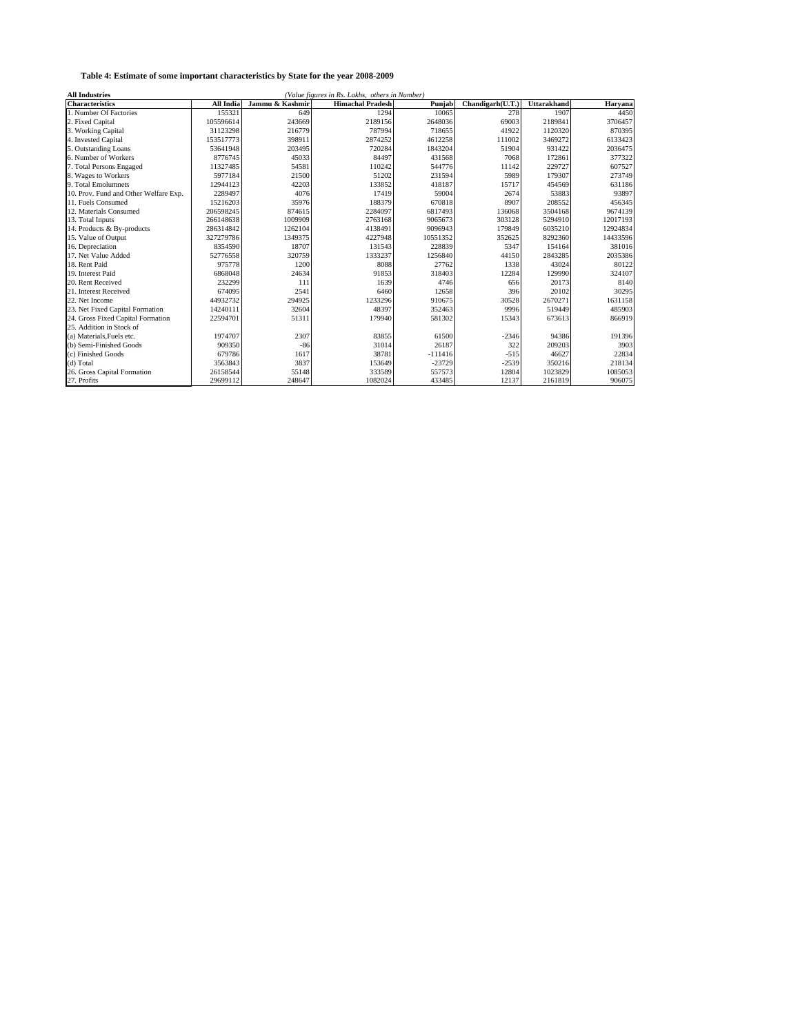**Table 4: Estimate of some important characteristics by State for the year 2008-2009**

**All Industries** *(Value figures in Rs. Lakhs, others in Number)*

| Characteristics | All India | Jammu & Kashmir | Himachal Pradesh | Punjab | Chandigarh(U.T.) | Uttarakhand | Haryana |
|---|---|---|---|---|---|---|---|
| 1. Number Of Factories | 155321 | 649 | 1294 | 10065 | 278 | 1907 | 4450 |
| 2. Fixed Capital | 105596614 | 243669 | 2189156 | 2648036 | 69003 | 2189841 | 3706457 |
| 3. Working Capital | 31123298 | 216779 | 787994 | 718655 | 41922 | 1120320 | 870395 |
| 4. Invested Capital | 153517773 | 398911 | 2874252 | 4612258 | 111002 | 3469272 | 6133423 |
| 5. Outstanding Loans | 53641948 | 203495 | 720284 | 1843204 | 51904 | 931422 | 2036475 |
| 6. Number of Workers | 8776745 | 45033 | 84497 | 431568 | 7068 | 172861 | 377322 |
| 7. Total Persons Engaged | 11327485 | 54581 | 110242 | 544776 | 11142 | 229727 | 607527 |
| 8. Wages to Workers | 5977184 | 21500 | 51202 | 231594 | 5989 | 179307 | 273749 |
| 9. Total Emolumnets | 12944123 | 42203 | 133852 | 418187 | 15717 | 454569 | 631186 |
| 10. Prov. Fund and Other Welfare Exp. | 2289497 | 4076 | 17419 | 59004 | 2674 | 53883 | 93897 |
| 11. Fuels Consumed | 15216203 | 35976 | 188379 | 670818 | 8907 | 208552 | 456345 |
| 12. Materials Consumed | 206598245 | 874615 | 2284097 | 6817493 | 136068 | 3504168 | 9674139 |
| 13. Total Inputs | 266148638 | 1009909 | 2763168 | 9065673 | 303128 | 5294910 | 12017193 |
| 14. Products & By-products | 286314842 | 1262104 | 4138491 | 9096943 | 179849 | 6035210 | 12924834 |
| 15. Value of Output | 327279786 | 1349375 | 4227948 | 10551352 | 352625 | 8292360 | 14433596 |
| 16. Depreciation | 8354590 | 18707 | 131543 | 228839 | 5347 | 154164 | 381016 |
| 17. Net Value Added | 52776558 | 320759 | 1333237 | 1256840 | 44150 | 2843285 | 2035386 |
| 18. Rent Paid | 975778 | 1200 | 8088 | 27762 | 1338 | 43024 | 80122 |
| 19. Interest Paid | 6868048 | 24634 | 91853 | 318403 | 12284 | 129990 | 324107 |
| 20. Rent Received | 232299 | 111 | 1639 | 4746 | 656 | 20173 | 8140 |
| 21. Interest Received | 674095 | 2541 | 6460 | 12658 | 396 | 20102 | 30295 |
| 22. Net Income | 44932732 | 294925 | 1233296 | 910675 | 30528 | 2670271 | 1631158 |
| 23. Net Fixed Capital Formation | 14240111 | 32604 | 48397 | 352463 | 9996 | 519449 | 485903 |
| 24. Gross Fixed Capital Formation | 22594701 | 51311 | 179940 | 581302 | 15343 | 673613 | 866919 |
| 25. Addition in Stock of | | | | | | | |
| (a) Materials,Fuels etc. | 1974707 | 2307 | 83855 | 61500 | -2346 | 94386 | 191396 |
| (b) Semi-Finished Goods | 909350 | -86 | 31014 | 26187 | 322 | 209203 | 3903 |
| (c) Finished Goods | 679786 | 1617 | 38781 | -111416 | -515 | 46627 | 22834 |
| (d) Total | 3563843 | 3837 | 153649 | -23729 | -2539 | 350216 | 218134 |
| 26. Gross Capital Formation | 26158544 | 55148 | 333589 | 557573 | 12804 | 1023829 | 1085053 |
| 27. Profits | 29699112 | 248647 | 1082024 | 433485 | 12137 | 2161819 | 906075 |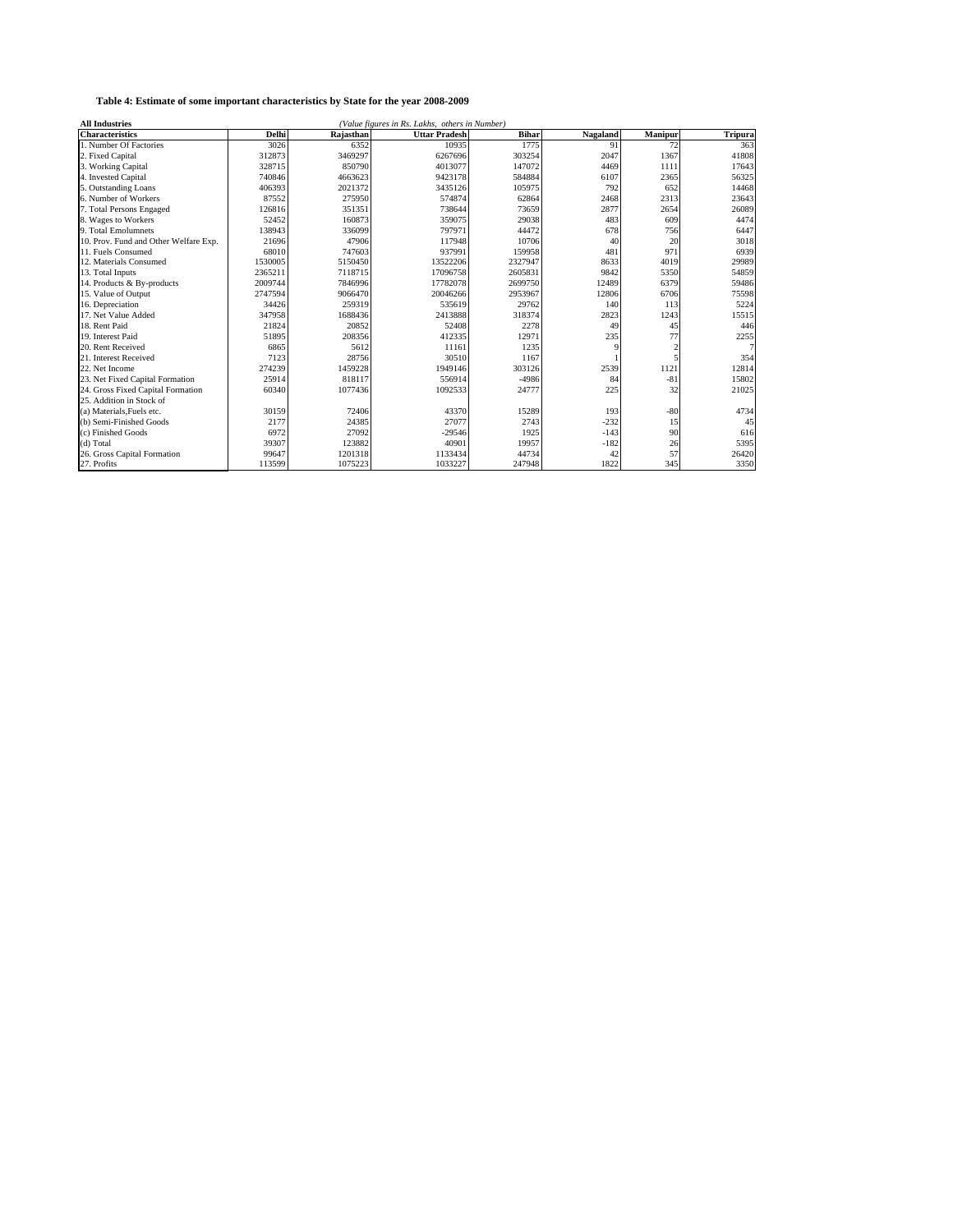**Table 4: Estimate of some important characteristics by State for the year 2008-2009**

**All Industries** *(Value figures in Rs. Lakhs, others in Number)*

| Characteristics | Delhi | Rajasthan | Uttar Pradesh | Bihar | Nagaland | Manipur | Tripura |
|---|---|---|---|---|---|---|---|
| 1. Number Of Factories | 3026 | 6352 | 10935 | 1775 | 91 | 72 | 363 |
| 2. Fixed Capital | 312873 | 3469297 | 6267696 | 303254 | 2047 | 1367 | 41808 |
| 3. Working Capital | 328715 | 850790 | 4013077 | 147072 | 4469 | 1111 | 17643 |
| 4. Invested Capital | 740846 | 4663623 | 9423178 | 584884 | 6107 | 2365 | 56325 |
| 5. Outstanding Loans | 406393 | 2021372 | 3435126 | 105975 | 792 | 652 | 14468 |
| 6. Number of Workers | 87552 | 275950 | 574874 | 62864 | 2468 | 2313 | 23643 |
| 7. Total Persons Engaged | 126816 | 351351 | 738644 | 73659 | 2877 | 2654 | 26089 |
| 8. Wages to Workers | 52452 | 160873 | 359075 | 29038 | 483 | 609 | 4474 |
| 9. Total Emolumnets | 138943 | 336099 | 797971 | 44472 | 678 | 756 | 6447 |
| 10. Prov. Fund and Other Welfare Exp. | 21696 | 47906 | 117948 | 10706 | 40 | 20 | 3018 |
| 11. Fuels Consumed | 68010 | 747603 | 937991 | 159958 | 481 | 971 | 6939 |
| 12. Materials Consumed | 1530005 | 5150450 | 13522206 | 2327947 | 8633 | 4019 | 29989 |
| 13. Total Inputs | 2365211 | 7118715 | 17096758 | 2605831 | 9842 | 5350 | 54859 |
| 14. Products & By-products | 2009744 | 7846996 | 17782078 | 2699750 | 12489 | 6379 | 59486 |
| 15. Value of Output | 2747594 | 9066470 | 20046266 | 2953967 | 12806 | 6706 | 75598 |
| 16. Depreciation | 34426 | 259319 | 535619 | 29762 | 140 | 113 | 5224 |
| 17. Net Value Added | 347958 | 1688436 | 2413888 | 318374 | 2823 | 1243 | 15515 |
| 18. Rent Paid | 21824 | 20852 | 52408 | 2278 | 49 | 45 | 446 |
| 19. Interest Paid | 51895 | 208356 | 412335 | 12971 | 235 | 77 | 2255 |
| 20. Rent Received | 6865 | 5612 | 11161 | 1235 | 9 | 2 | 7 |
| 21. Interest Received | 7123 | 28756 | 30510 | 1167 | 1 | 5 | 354 |
| 22. Net Income | 274239 | 1459228 | 1949146 | 303126 | 2539 | 1121 | 12814 |
| 23. Net Fixed Capital Formation | 25914 | 818117 | 556914 | -4986 | 84 | -81 | 15802 |
| 24. Gross Fixed Capital Formation | 60340 | 1077436 | 1092533 | 24777 | 225 | 32 | 21025 |
| 25. Addition in Stock of | | | | | | | |
| (a) Materials,Fuels etc. | 30159 | 72406 | 43370 | 15289 | 193 | -80 | 4734 |
| (b) Semi-Finished Goods | 2177 | 24385 | 27077 | 2743 | -232 | 15 | 45 |
| (c) Finished Goods | 6972 | 27092 | -29546 | 1925 | -143 | 90 | 616 |
| (d) Total | 39307 | 123882 | 40901 | 19957 | -182 | 26 | 5395 |
| 26. Gross Capital Formation | 99647 | 1201318 | 1133434 | 44734 | 42 | 57 | 26420 |
| 27. Profits | 113599 | 1075223 | 1033227 | 247948 | 1822 | 345 | 3350 |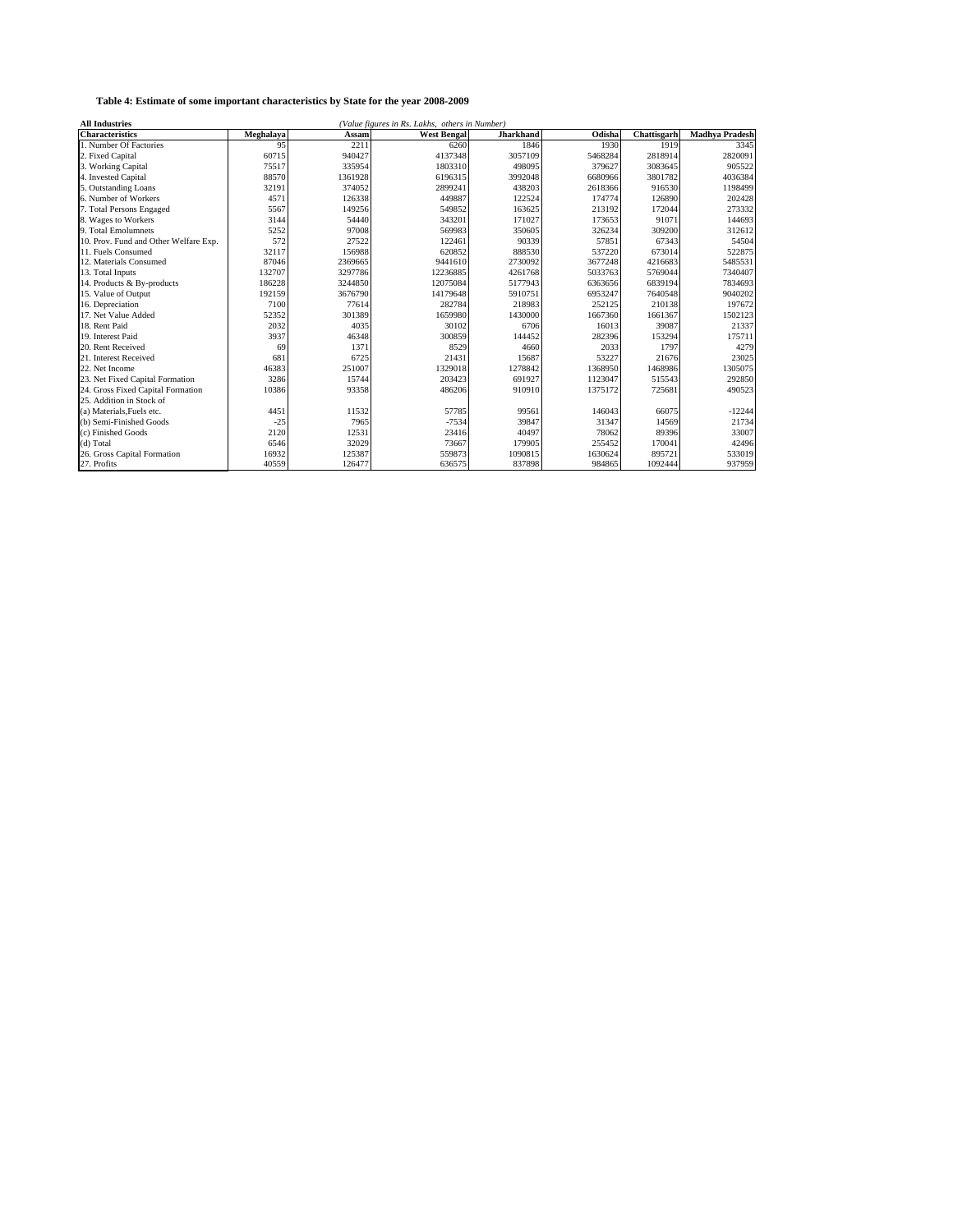**Table 4: Estimate of some important characteristics by State for the year 2008-2009**

**All Industries** *(Value figures in Rs. Lakhs, others in Number)*

| Characteristics | Meghalaya | Assam | West Bengal | Jharkhand | Odisha | Chattisgarh | Madhya Pradesh |
|---|---|---|---|---|---|---|---|
| 1. Number Of Factories | 95 | 2211 | 6260 | 1846 | 1930 | 1919 | 3345 |
| 2. Fixed Capital | 60715 | 940427 | 4137348 | 3057109 | 5468284 | 2818914 | 2820091 |
| 3. Working Capital | 75517 | 335954 | 1803310 | 498095 | 379627 | 3083645 | 905522 |
| 4. Invested Capital | 88570 | 1361928 | 6196315 | 3992048 | 6680966 | 3801782 | 4036384 |
| 5. Outstanding Loans | 32191 | 374052 | 2899241 | 438203 | 2618366 | 916530 | 1198499 |
| 6. Number of Workers | 4571 | 126338 | 449887 | 122524 | 174774 | 126890 | 202428 |
| 7. Total Persons Engaged | 5567 | 149256 | 549852 | 163625 | 213192 | 172044 | 273332 |
| 8. Wages to Workers | 3144 | 54440 | 343201 | 171027 | 173653 | 91071 | 144693 |
| 9. Total Emolumnets | 5252 | 97008 | 569983 | 350605 | 326234 | 309200 | 312612 |
| 10. Prov. Fund and Other Welfare Exp. | 572 | 27522 | 122461 | 90339 | 57851 | 67343 | 54504 |
| 11. Fuels Consumed | 32117 | 156988 | 620852 | 888530 | 537220 | 673014 | 522875 |
| 12. Materials Consumed | 87046 | 2369665 | 9441610 | 2730092 | 3677248 | 4216683 | 5485531 |
| 13. Total Inputs | 132707 | 3297786 | 12236885 | 4261768 | 5033763 | 5769044 | 7340407 |
| 14. Products & By-products | 186228 | 3244850 | 12075084 | 5177943 | 6363656 | 6839194 | 7834693 |
| 15. Value of Output | 192159 | 3676790 | 14179648 | 5910751 | 6953247 | 7640548 | 9040202 |
| 16. Depreciation | 7100 | 77614 | 282784 | 218983 | 252125 | 210138 | 197672 |
| 17. Net Value Added | 52352 | 301389 | 1659980 | 1430000 | 1667360 | 1661367 | 1502123 |
| 18. Rent Paid | 2032 | 4035 | 30102 | 6706 | 16013 | 39087 | 21337 |
| 19. Interest Paid | 3937 | 46348 | 300859 | 144452 | 282396 | 153294 | 175711 |
| 20. Rent Received | 69 | 1371 | 8529 | 4660 | 2033 | 1797 | 4279 |
| 21. Interest Received | 681 | 6725 | 21431 | 15687 | 53227 | 21676 | 23025 |
| 22. Net Income | 46383 | 251007 | 1329018 | 1278842 | 1368950 | 1468986 | 1305075 |
| 23. Net Fixed Capital Formation | 3286 | 15744 | 203423 | 691927 | 1123047 | 515543 | 292850 |
| 24. Gross Fixed Capital Formation | 10386 | 93358 | 486206 | 910910 | 1375172 | 725681 | 490523 |
| 25. Addition in Stock of | | | | | | | |
| (a) Materials,Fuels etc. | 4451 | 11532 | 57785 | 99561 | 146043 | 66075 | -12244 |
| (b) Semi-Finished Goods | -25 | 7965 | -7534 | 39847 | 31347 | 14569 | 21734 |
| (c) Finished Goods | 2120 | 12531 | 23416 | 40497 | 78062 | 89396 | 33007 |
| (d) Total | 6546 | 32029 | 73667 | 179905 | 255452 | 170041 | 42496 |
| 26. Gross Capital Formation | 16932 | 125387 | 559873 | 1090815 | 1630624 | 895721 | 533019 |
| 27. Profits | 40559 | 126477 | 636575 | 837898 | 984865 | 1092444 | 937959 |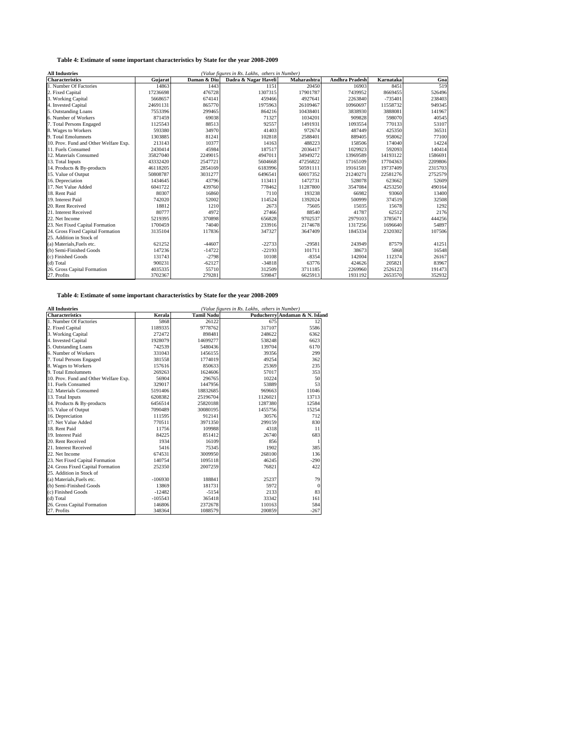**Table 4: Estimate of some important characteristics by State for the year 2008-2009**

**All Industries** *(Value figures in Rs. Lakhs, others in Number)*

| Characteristics | Gujarat | Daman & Diu | Dadra & Nagar Haveli | Maharashtra | Andhra Pradesh | Karnataka | Goa |
|---|---|---|---|---|---|---|---|
| 1. Number Of Factories | 14863 | 1443 | 1151 | 20450 | 16903 | 8451 | 519 |
| 2. Fixed Capital | 17236698 | 476728 | 1307315 | 17901787 | 7439952 | 8669455 | 526496 |
| 3. Working Capital | 5668657 | 674141 | 459466 | 4927641 | 2263840 | -735401 | 238403 |
| 4. Invested Capital | 24691131 | 865770 | 1975963 | 26109467 | 10960697 | 11558732 | 949345 |
| 5. Outstanding Loans | 7553396 | 299465 | 864216 | 10438401 | 3838930 | 3888081 | 141967 |
| 6. Number of Workers | 871459 | 69038 | 71327 | 1034201 | 909828 | 598070 | 40545 |
| 7. Total Persons Engaged | 1125543 | 88513 | 92557 | 1491931 | 1093554 | 770133 | 53107 |
| 8. Wages to Workers | 593380 | 34970 | 41403 | 972674 | 487449 | 425350 | 36531 |
| 9. Total Emolumnets | 1303885 | 81241 | 102818 | 2588401 | 889405 | 958062 | 77100 |
| 10. Prov. Fund and Other Welfare Exp. | 213143 | 10377 | 14163 | 488223 | 158506 | 174040 | 14224 |
| 11. Fuels Consumed | 2430414 | 45984 | 187517 | 2036417 | 1029923 | 592093 | 140414 |
| 12. Materials Consumed | 35827040 | 2249015 | 4947011 | 34949272 | 13969589 | 14193122 | 1586691 |
| 13. Total Inputs | 43332420 | 2547721 | 5604668 | 47256822 | 17165109 | 17704363 | 2209806 |
| 14. Products & By-products | 46118205 | 2854169 | 6183996 | 50591111 | 19161581 | 19737409 | 2315703 |
| 15. Value of Output | 50808787 | 3031277 | 6496541 | 60017352 | 21240271 | 22581276 | 2752579 |
| 16. Depreciation | 1434645 | 43796 | 113411 | 1472731 | 528078 | 623662 | 52609 |
| 17. Net Value Added | 6041722 | 439760 | 778462 | 11287800 | 3547084 | 4253250 | 490164 |
| 18. Rent Paid | 80307 | 16860 | 7110 | 193238 | 66982 | 93060 | 13400 |
| 19. Interest Paid | 742020 | 52002 | 114524 | 1392024 | 500999 | 374519 | 32508 |
| 20. Rent Received | 18812 | 1210 | 2673 | 75605 | 15035 | 15678 | 1292 |
| 21. Interest Received | 80777 | 4972 | 27466 | 88540 | 41787 | 62512 | 2176 |
| 22. Net Income | 5219395 | 370898 | 656828 | 9702537 | 2979103 | 3785671 | 444256 |
| 23. Net Fixed Capital Formation | 1700459 | 74040 | 233916 | 2174678 | 1317256 | 1696640 | 54897 |
| 24. Gross Fixed Capital Formation | 3135104 | 117836 | 347327 | 3647409 | 1845334 | 2320302 | 107506 |
| 25. Addition in Stock of | | | | | | | |
| (a) Materials,Fuels etc. | 621252 | -44607 | -22733 | -29581 | 243949 | 87579 | 41251 |
| (b) Semi-Finished Goods | 147236 | -14722 | -22193 | 101711 | 38673 | 5868 | 16548 |
| (c) Finished Goods | 131743 | -2798 | 10108 | -8354 | 142004 | 112374 | 26167 |
| (d) Total | 900231 | -62127 | -34818 | 63776 | 424626 | 205821 | 83967 |
| 26. Gross Capital Formation | 4035335 | 55710 | 312509 | 3711185 | 2269960 | 2526123 | 191473 |
| 27. Profits | 3702367 | 279281 | 539847 | 6625913 | 1931192 | 2653570 | 352932 |

**Table 4: Estimate of some important characteristics by State for the year 2008-2009**

**All Industries** *(Value figures in Rs. Lakhs, others in Number)*

| Characteristics | Kerala | Tamil Nadu | Puducherry | Andaman & N. Island |
|---|---|---|---|---|
| 1. Number Of Factories | 5868 | 26122 | 675 | 12 |
| 2. Fixed Capital | 1189335 | 9778762 | 317107 | 5586 |
| 3. Working Capital | 272472 | 898481 | 248622 | 6362 |
| 4. Invested Capital | 1928079 | 14699277 | 538248 | 6623 |
| 5. Outstanding Loans | 742539 | 5480436 | 139704 | 6170 |
| 6. Number of Workers | 331043 | 1456155 | 39356 | 299 |
| 7. Total Persons Engaged | 381558 | 1774019 | 49254 | 362 |
| 8. Wages to Workers | 157616 | 850633 | 25369 | 235 |
| 9. Total Emolumnets | 269263 | 1624606 | 57017 | 353 |
| 10. Prov. Fund and Other Welfare Exp. | 56904 | 296765 | 10224 | 50 |
| 11. Fuels Consumed | 329017 | 1447956 | 53889 | 53 |
| 12. Materials Consumed | 5191406 | 18832685 | 969663 | 11046 |
| 13. Total Inputs | 6208382 | 25196704 | 1126021 | 13713 |
| 14. Products & By-products | 6456514 | 25820188 | 1287380 | 12584 |
| 15. Value of Output | 7090489 | 30080195 | 1455756 | 15254 |
| 16. Depreciation | 111595 | 912141 | 30576 | 712 |
| 17. Net Value Added | 770511 | 3971350 | 299159 | 830 |
| 18. Rent Paid | 11756 | 109988 | 4318 | 11 |
| 19. Interest Paid | 84225 | 851412 | 26740 | 683 |
| 20. Rent Received | 1934 | 16109 | 856 | 1 |
| 21. Interest Received | 5416 | 75345 | 1902 | 385 |
| 22. Net Income | 674531 | 3009950 | 268100 | 136 |
| 23. Net Fixed Capital Formation | 140754 | 1095118 | 46245 | -290 |
| 24. Gross Fixed Capital Formation | 252350 | 2007259 | 76821 | 422 |
| 25. Addition in Stock of | | | | |
| (a) Materials,Fuels etc. | -106930 | 188841 | 25237 | 79 |
| (b) Semi-Finished Goods | 13869 | 181731 | 5972 | 0 |
| (c) Finished Goods | -12482 | -5154 | 2133 | 83 |
| (d) Total | -105543 | 365418 | 33342 | 161 |
| 26. Gross Capital Formation | 146806 | 2372678 | 110163 | 584 |
| 27. Profits | 348364 | 1088579 | 200859 | -267 |